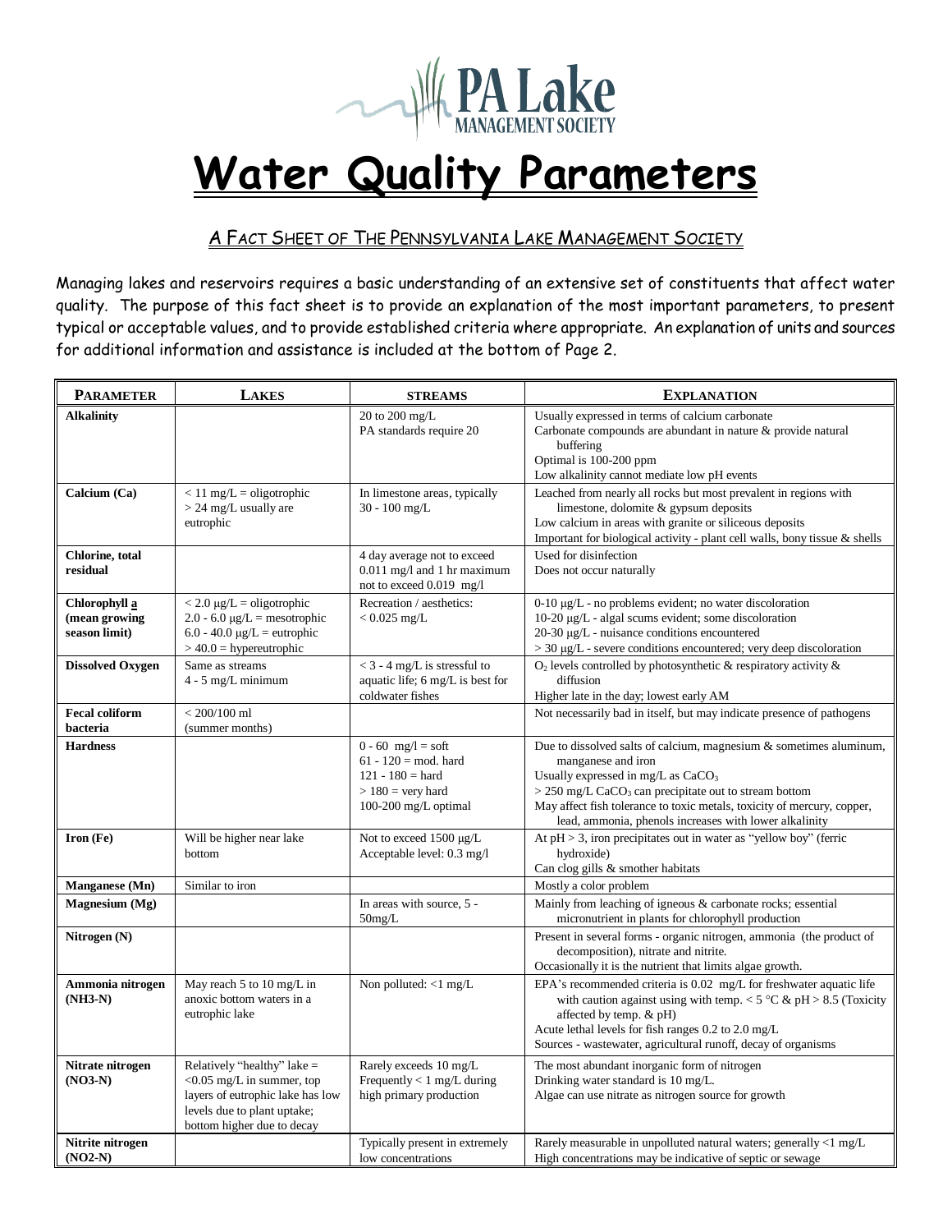PA Lake Management Society

# Water Quality Parameters

## A Fact Sheet of the Pennsylvania Lake Management Society

Managing lakes and reservoirs requires a basic understanding of an extensive set of constituents that affect water quality. The purpose of this fact sheet is to provide an explanation of the most important parameters, to present typical or acceptable values, and to provide established criteria where appropriate. An explanation of units and sources for additional information and assistance is included at the bottom of Page 2.

| **PARAMETER** | **LAKES** | **STREAMS** | **EXPLANATION** |
|---|---|---|---|
| **Alkalinity** | | 20 to 200 mg/L<br>PA standards require 20 | Usually expressed in terms of calcium carbonate<br>Carbonate compounds are abundant in nature & provide natural buffering<br>Optimal is 100-200 ppm<br>Low alkalinity cannot mediate low pH events |
| **Calcium (Ca)** | < 11 mg/L = oligotrophic<br>> 24 mg/L usually are eutrophic | In limestone areas, typically 30 - 100 mg/L | Leached from nearly all rocks but most prevalent in regions with limestone, dolomite & gypsum deposits<br>Low calcium in areas with granite or siliceous deposits<br>Important for biological activity - plant cell walls, bony tissue & shells |
| **Chlorine, total residual** | | 4 day average not to exceed 0.011 mg/l and 1 hr maximum not to exceed 0.019 mg/l | Used for disinfection<br>Does not occur naturally |
| **Chlorophyll *a* (mean growing season limit)** | < 2.0 μg/L = oligotrophic<br>2.0 - 6.0 μg/L = mesotrophic<br>6.0 - 40.0 μg/L = eutrophic<br>> 40.0 = hypereutrophic | Recreation / aesthetics:<br>< 0.025 mg/L | 0-10 μg/L - no problems evident; no water discoloration<br>10-20 μg/L - algal scums evident; some discoloration<br>20-30 μg/L - nuisance conditions encountered<br>> 30 μg/L - severe conditions encountered; very deep discoloration |
| **Dissolved Oxygen** | Same as streams<br>4 - 5 mg/L minimum | < 3 - 4 mg/L is stressful to aquatic life; 6 mg/L is best for coldwater fishes | $O_2$ levels controlled by photosynthetic & respiratory activity & diffusion<br>Higher late in the day; lowest early AM |
| **Fecal coliform bacteria** | < 200/100 ml (summer months) | | Not necessarily bad in itself, but may indicate presence of pathogens |
| **Hardness** | | 0 - 60 mg/l = soft<br>61 - 120 = mod. hard<br>121 - 180 = hard<br>> 180 = very hard<br>100-200 mg/L optimal | Due to dissolved salts of calcium, magnesium & sometimes aluminum, manganese and iron<br>Usually expressed in mg/L as $CaCO_3$<br>> 250 mg/L $CaCO_3$ can precipitate out to stream bottom<br>May affect fish tolerance to toxic metals, toxicity of mercury, copper, lead, ammonia, phenols increases with lower alkalinity |
| **Iron (Fe)** | Will be higher near lake bottom | Not to exceed 1500 μg/L<br>Acceptable level: 0.3 mg/l | At pH > 3, iron precipitates out in water as "yellow boy" (ferric hydroxide)<br>Can clog gills & smother habitats |
| **Manganese (Mn)** | Similar to iron | | Mostly a color problem |
| **Magnesium (Mg)** | | In areas with source, 5 - 50mg/L | Mainly from leaching of igneous & carbonate rocks; essential micronutrient in plants for chlorophyll production |
| **Nitrogen (N)** | | | Present in several forms - organic nitrogen, ammonia (the product of decomposition), nitrate and nitrite.<br>Occasionally it is the nutrient that limits algae growth. |
| **Ammonia nitrogen (NH3-N)** | May reach 5 to 10 mg/L in anoxic bottom waters in a eutrophic lake | Non polluted: <1 mg/L | EPA's recommended criteria is 0.02 mg/L for freshwater aquatic life with caution against using with temp. < 5 °C & pH > 8.5 (Toxicity affected by temp. & pH)<br>Acute lethal levels for fish ranges 0.2 to 2.0 mg/L<br>Sources - wastewater, agricultural runoff, decay of organisms |
| **Nitrate nitrogen (NO3-N)** | Relatively "healthy" lake = <0.05 mg/L in summer, top layers of eutrophic lake has low levels due to plant uptake; bottom higher due to decay | Rarely exceeds 10 mg/L<br>Frequently < 1 mg/L during high primary production | The most abundant inorganic form of nitrogen<br>Drinking water standard is 10 mg/L.<br>Algae can use nitrate as nitrogen source for growth |
| **Nitrite nitrogen (NO2-N)** | | Typically present in extremely low concentrations | Rarely measurable in unpolluted natural waters; generally <1 mg/L<br>High concentrations may be indicative of septic or sewage |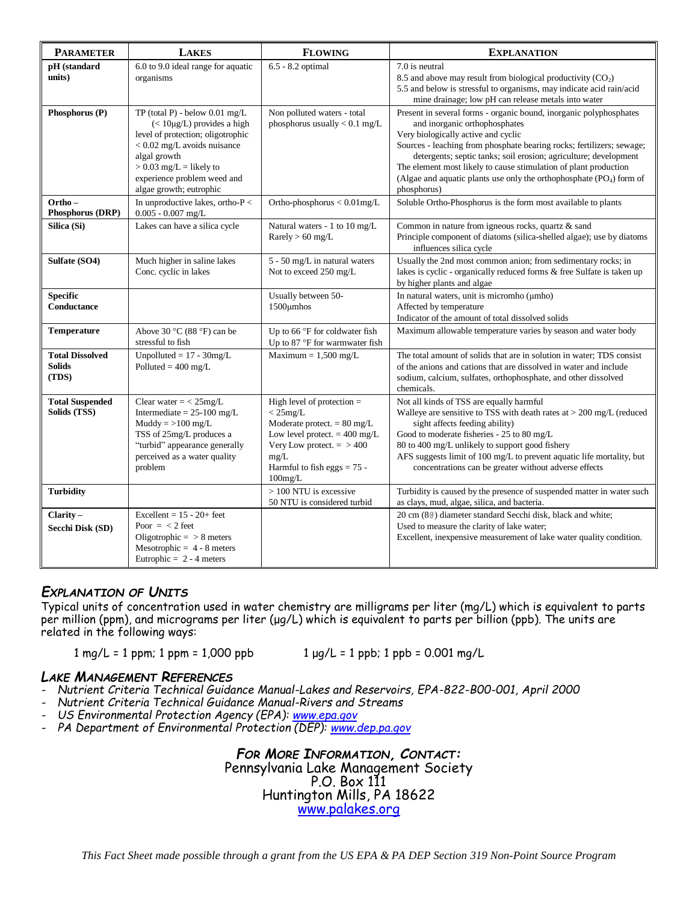| PARAMETER | LAKES | FLOWING | EXPLANATION |
|---|---|---|---|
| **pH (standard units)** | 6.0 to 9.0 ideal range for aquatic organisms | 6.5 - 8.2 optimal | 7.0 is neutral<br>8.5 and above may result from biological productivity ($CO_2$)<br>5.5 and below is stressful to organisms, may indicate acid rain/acid mine drainage; low pH can release metals into water |
| **Phosphorus (P)** | TP (total P) - below 0.01 mg/L (< 10µg/L) provides a high level of protection; oligotrophic<br>< 0.02 mg/L avoids nuisance algal growth<br>> 0.03 mg/L = likely to experience problem weed and algae growth; eutrophic | Non polluted waters - total phosphorus usually < 0.1 mg/L | Present in several forms - organic bound, inorganic polyphosphates and inorganic orthophosphates<br>Very biologically active and cyclic<br>Sources - leaching from phosphate bearing rocks; fertilizers; sewage; detergents; septic tanks; soil erosion; agriculture; development<br>The element most likely to cause stimulation of plant production<br>(Algae and aquatic plants use only the orthophosphate ($PO_4$) form of phosphorus) |
| **Ortho – Phosphorus (DRP)** | In unproductive lakes, ortho-P < 0.005 - 0.007 mg/L | Ortho-phosphorus < 0.01mg/L | Soluble Ortho-Phosphorus is the form most available to plants |
| **Silica (Si)** | Lakes can have a silica cycle | Natural waters - 1 to 10 mg/L<br>Rarely > 60 mg/L | Common in nature from igneous rocks, quartz & sand<br>Principle component of diatoms (silica-shelled algae); use by diatoms influences silica cycle |
| **Sulfate (SO4)** | Much higher in saline lakes<br>Conc. cyclic in lakes | 5 - 50 mg/L in natural waters<br>Not to exceed 250 mg/L | Usually the 2nd most common anion; from sedimentary rocks; in lakes is cyclic - organically reduced forms & free Sulfate is taken up by higher plants and algae |
| **Specific Conductance** | | Usually between 50-1500µmhos | In natural waters, unit is micromho (µmho)<br>Affected by temperature<br>Indicator of the amount of total dissolved solids |
| **Temperature** | Above 30 °C (88 °F) can be stressful to fish | Up to 66 °F for coldwater fish<br>Up to 87 °F for warmwater fish | Maximum allowable temperature varies by season and water body |
| **Total Dissolved Solids (TDS)** | Unpolluted = 17 - 30mg/L<br>Polluted = 400 mg/L | Maximum = 1,500 mg/L | The total amount of solids that are in solution in water; TDS consist of the anions and cations that are dissolved in water and include sodium, calcium, sulfates, orthophosphate, and other dissolved chemicals. |
| **Total Suspended Solids (TSS)** | Clear water = < 25mg/L<br>Intermediate = 25-100 mg/L<br>Muddy = >100 mg/L<br>TSS of 25mg/L produces a "turbid" appearance generally perceived as a water quality problem | High level of protection = < 25mg/L<br>Moderate protect. = 80 mg/L<br>Low level protect. = 400 mg/L<br>Very Low protect. = > 400 mg/L<br>Harmful to fish eggs = 75 - 100mg/L | Not all kinds of TSS are equally harmful<br>Walleye are sensitive to TSS with death rates at > 200 mg/L (reduced sight affects feeding ability)<br>Good to moderate fisheries - 25 to 80 mg/L<br>80 to 400 mg/L unlikely to support good fishery<br>AFS suggests limit of 100 mg/L to prevent aquatic life mortality, but concentrations can be greater without adverse effects |
| **Turbidity** | | > 100 NTU is excessive<br>50 NTU is considered turbid | Turbidity is caused by the presence of suspended matter in water such as clays, mud, algae, silica, and bacteria. |
| **Clarity – Secchi Disk (SD)** | Excellent = 15 - 20+ feet<br>Poor = < 2 feet<br>Oligotrophic = > 8 meters<br>Mesotrophic = 4 - 8 meters<br>Eutrophic = 2 - 4 meters | | 20 cm (8") diameter standard Secchi disk, black and white;<br>Used to measure the clarity of lake water;<br>Excellent, inexpensive measurement of lake water quality condition. |

## *EXPLANATION OF UNITS*

Typical units of concentration used in water chemistry are milligrams per liter (mg/L) which is equivalent to parts per million (ppm), and micrograms per liter (µg/L) which is equivalent to parts per billion (ppb). The units are related in the following ways:

1 mg/L = 1 ppm; 1 ppm = 1,000 ppb    1 µg/L = 1 ppb; 1 ppb = 0.001 mg/L

## *LAKE MANAGEMENT REFERENCES*

- *Nutrient Criteria Technical Guidance Manual-Lakes and Reservoirs, EPA-822-B00-001, April 2000*
- *Nutrient Criteria Technical Guidance Manual-Rivers and Streams*
- *US Environmental Protection Agency (EPA): www.epa.gov*
- *PA Department of Environmental Protection (DEP): www.dep.pa.gov*

### *FOR MORE INFORMATION, CONTACT:*

Pennsylvania Lake Management Society
P.O. Box 111
Huntington Mills, PA 18622
www.palakes.org

*This Fact Sheet made possible through a grant from the US EPA & PA DEP Section 319 Non-Point Source Program*